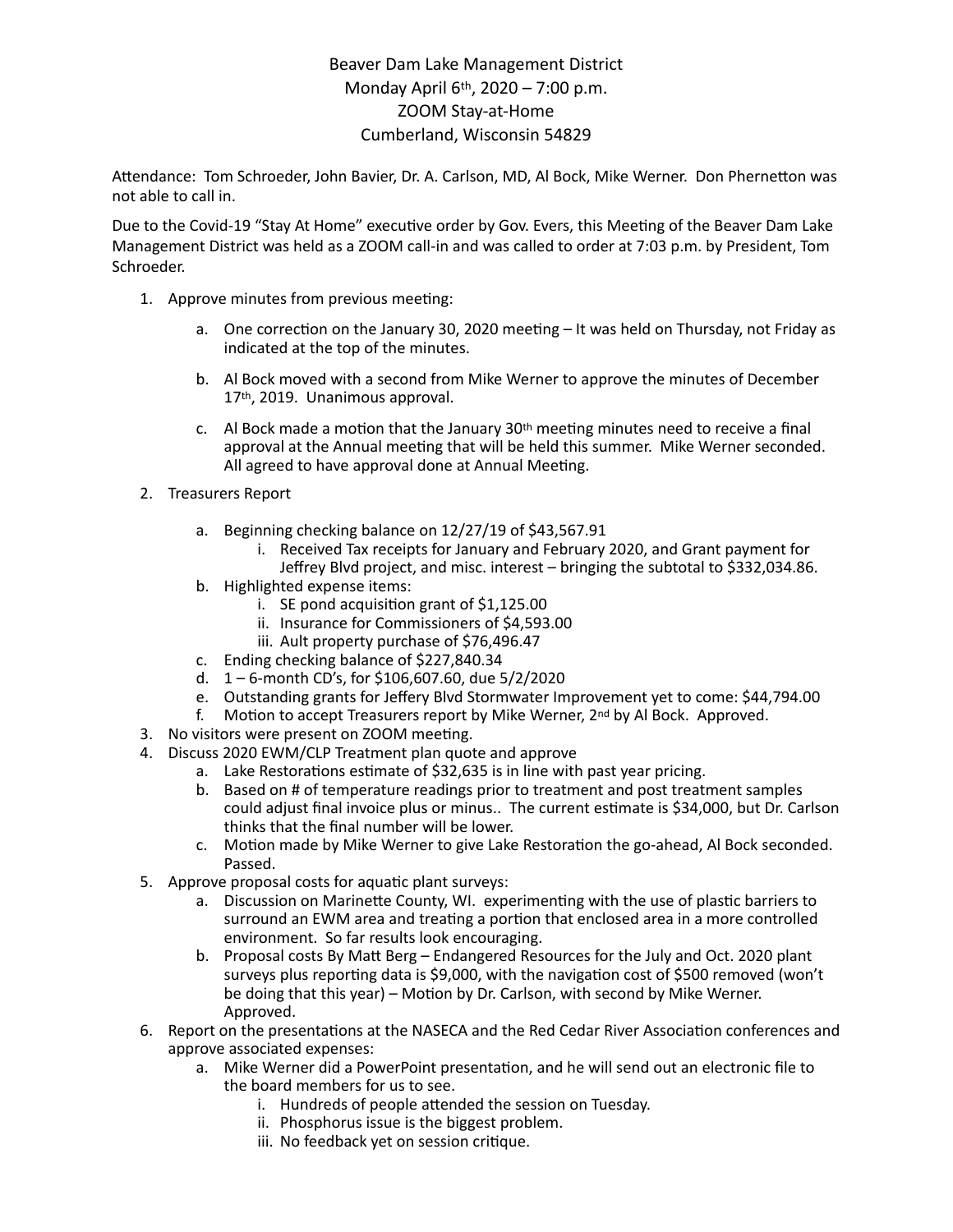Beaver Dam Lake Management District
Monday April 6th, 2020 – 7:00 p.m.
ZOOM Stay-at-Home
Cumberland, Wisconsin 54829

Attendance: Tom Schroeder, John Bavier, Dr. A. Carlson, MD, Al Bock, Mike Werner. Don Phernetton was not able to call in.

Due to the Covid-19 "Stay At Home" executive order by Gov. Evers, this Meeting of the Beaver Dam Lake Management District was held as a ZOOM call-in and was called to order at 7:03 p.m. by President, Tom Schroeder.

1. Approve minutes from previous meeting:
    a. One correction on the January 30, 2020 meeting – It was held on Thursday, not Friday as indicated at the top of the minutes.
    b. Al Bock moved with a second from Mike Werner to approve the minutes of December 17th, 2019. Unanimous approval.
    c. Al Bock made a motion that the January 30th meeting minutes need to receive a final approval at the Annual meeting that will be held this summer. Mike Werner seconded. All agreed to have approval done at Annual Meeting.
2. Treasurers Report
    a. Beginning checking balance on 12/27/19 of $43,567.91
        i. Received Tax receipts for January and February 2020, and Grant payment for Jeffrey Blvd project, and misc. interest – bringing the subtotal to $332,034.86.
    b. Highlighted expense items:
        i. SE pond acquisition grant of $1,125.00
        ii. Insurance for Commissioners of $4,593.00
        iii. Ault property purchase of $76,496.47
    c. Ending checking balance of $227,840.34
    d. 1 – 6-month CD's, for $106,607.60, due 5/2/2020
    e. Outstanding grants for Jeffery Blvd Stormwater Improvement yet to come: $44,794.00
    f. Motion to accept Treasurers report by Mike Werner, 2nd by Al Bock. Approved.
3. No visitors were present on ZOOM meeting.
4. Discuss 2020 EWM/CLP Treatment plan quote and approve
    a. Lake Restorations estimate of $32,635 is in line with past year pricing.
    b. Based on # of temperature readings prior to treatment and post treatment samples could adjust final invoice plus or minus.. The current estimate is $34,000, but Dr. Carlson thinks that the final number will be lower.
    c. Motion made by Mike Werner to give Lake Restoration the go-ahead, Al Bock seconded. Passed.
5. Approve proposal costs for aquatic plant surveys:
    a. Discussion on Marinette County, WI. experimenting with the use of plastic barriers to surround an EWM area and treating a portion that enclosed area in a more controlled environment. So far results look encouraging.
    b. Proposal costs By Matt Berg – Endangered Resources for the July and Oct. 2020 plant surveys plus reporting data is $9,000, with the navigation cost of $500 removed (won't be doing that this year) – Motion by Dr. Carlson, with second by Mike Werner. Approved.
6. Report on the presentations at the NASECA and the Red Cedar River Association conferences and approve associated expenses:
    a. Mike Werner did a PowerPoint presentation, and he will send out an electronic file to the board members for us to see.
        i. Hundreds of people attended the session on Tuesday.
        ii. Phosphorus issue is the biggest problem.
        iii. No feedback yet on session critique.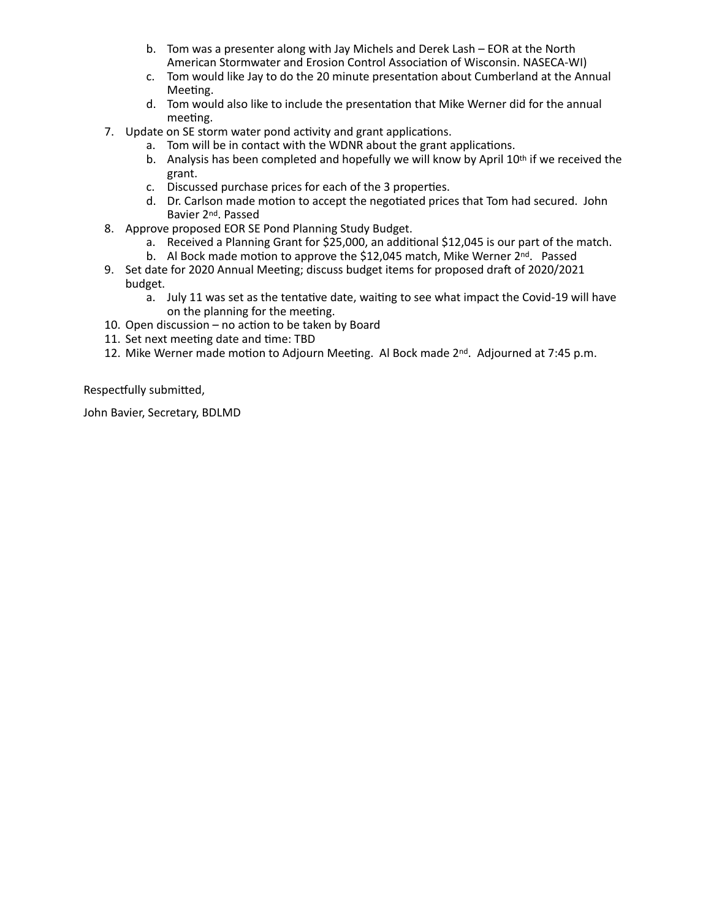b. Tom was a presenter along with Jay Michels and Derek Lash – EOR at the North American Stormwater and Erosion Control Association of Wisconsin. NASECA-WI)
   c. Tom would like Jay to do the 20 minute presentation about Cumberland at the Annual Meeting.
   d. Tom would also like to include the presentation that Mike Werner did for the annual meeting.

7. Update on SE storm water pond activity and grant applications.
   a. Tom will be in contact with the WDNR about the grant applications.
   b. Analysis has been completed and hopefully we will know by April 10th if we received the grant.
   c. Discussed purchase prices for each of the 3 properties.
   d. Dr. Carlson made motion to accept the negotiated prices that Tom had secured. John Bavier 2nd. Passed
8. Approve proposed EOR SE Pond Planning Study Budget.
   a. Received a Planning Grant for $25,000, an additional $12,045 is our part of the match.
   b. Al Bock made motion to approve the $12,045 match, Mike Werner 2nd. Passed
9. Set date for 2020 Annual Meeting; discuss budget items for proposed draft of 2020/2021 budget.
   a. July 11 was set as the tentative date, waiting to see what impact the Covid-19 will have on the planning for the meeting.
10. Open discussion – no action to be taken by Board
11. Set next meeting date and time: TBD
12. Mike Werner made motion to Adjourn Meeting. Al Bock made 2nd. Adjourned at 7:45 p.m.

Respectfully submitted,

John Bavier, Secretary, BDLMD